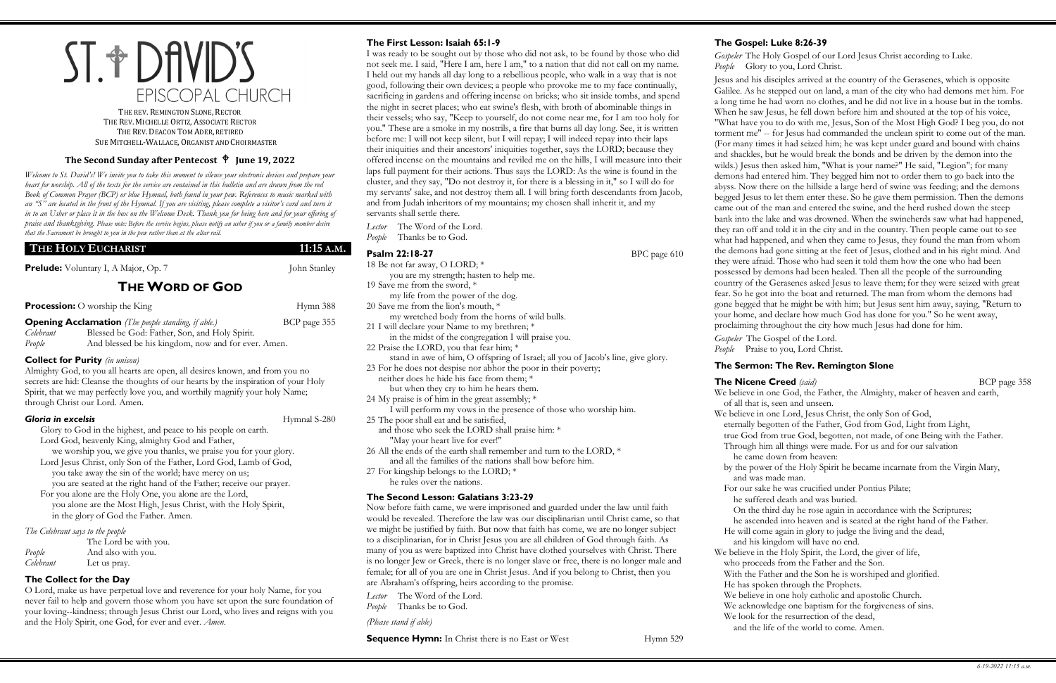# ST. DAVID'S EPISCOPAL CHURCH

THE REV. REMINGTON SLONE, RECTOR
THE REV. MICHELLE ORTIZ, ASSOCIATE RECTOR
THE REV. DEACON TOM ADER, RETIRED
SUE MITCHELL-WALLACE, ORGANIST AND CHOIRMASTER

**The Second Sunday after Pentecost ✟ June 19, 2022**

*Welcome to St. David's! We invite you to take this moment to silence your electronic devices and prepare your heart for worship. All of the texts for the service are contained in this bulletin and are drawn from the red Book of Common Prayer (BCP) or blue Hymnal, both found in your pew. References to music marked with an "S" are located in the front of the Hymnal. If you are visiting, please complete a visitor's card and turn it in to an Usher or place it in the box on the Welcome Desk. Thank you for being here and for your offering of praise and thanksgiving. Please note: Before the service begins, please notify an usher if you or a family member desire that the Sacrament be brought to you in the pew rather than at the altar rail.*

## THE HOLY EUCHARIST 11:15 A.M.

**Prelude:** Voluntary I, A Major, Op. 7 — John Stanley

## THE WORD OF GOD

**Procession:** O worship the King — Hymn 388

**Opening Acclamation** *(The people standing, if able.)* — BCP page 355

*Celebrant* Blessed be God: Father, Son, and Holy Spirit.
*People* And blessed be his kingdom, now and for ever. Amen.

### Collect for Purity *(in unison)*

Almighty God, to you all hearts are open, all desires known, and from you no secrets are hid: Cleanse the thoughts of our hearts by the inspiration of your Holy Spirit, that we may perfectly love you, and worthily magnify your holy Name; through Christ our Lord. Amen.

### *Gloria in excelsis* — Hymnal S-280

Glory to God in the highest, and peace to his people on earth.
Lord God, heavenly King, almighty God and Father,
we worship you, we give you thanks, we praise you for your glory.
Lord Jesus Christ, only Son of the Father, Lord God, Lamb of God,
you take away the sin of the world; have mercy on us;
you are seated at the right hand of the Father; receive our prayer.
For you alone are the Holy One, you alone are the Lord,
you alone are the Most High, Jesus Christ, with the Holy Spirit,
in the glory of God the Father. Amen.

*The Celebrant says to the people*

The Lord be with you.
*People* And also with you.
*Celebrant* Let us pray.

### The Collect for the Day

O Lord, make us have perpetual love and reverence for your holy Name, for you never fail to help and govern those whom you have set upon the sure foundation of your loving--kindness; through Jesus Christ our Lord, who lives and reigns with you and the Holy Spirit, one God, for ever and ever. *Amen.*

### The First Lesson: Isaiah 65:1-9

I was ready to be sought out by those who did not ask, to be found by those who did not seek me. I said, "Here I am, here I am," to a nation that did not call on my name. I held out my hands all day long to a rebellious people, who walk in a way that is not good, following their own devices; a people who provoke me to my face continually, sacrificing in gardens and offering incense on bricks; who sit inside tombs, and spend the night in secret places; who eat swine's flesh, with broth of abominable things in their vessels; who say, "Keep to yourself, do not come near me, for I am too holy for you." These are a smoke in my nostrils, a fire that burns all day long. See, it is written before me: I will not keep silent, but I will repay; I will indeed repay into their laps their iniquities and their ancestors' iniquities together, says the LORD; because they offered incense on the mountains and reviled me on the hills, I will measure into their laps full payment for their actions. Thus says the LORD: As the wine is found in the cluster, and they say, "Do not destroy it, for there is a blessing in it," so I will do for my servants' sake, and not destroy them all. I will bring forth descendants from Jacob, and from Judah inheritors of my mountains; my chosen shall inherit it, and my servants shall settle there.

*Lector* The Word of the Lord.
*People* Thanks be to God.

### Psalm 22:18-27 — BPC page 610

18 Be not far away, O LORD; *
you are my strength; hasten to help me.
19 Save me from the sword, *
my life from the power of the dog.
20 Save me from the lion's mouth, *
my wretched body from the horns of wild bulls.
21 I will declare your Name to my brethren; *
in the midst of the congregation I will praise you.
22 Praise the LORD, you that fear him; *
stand in awe of him, O offspring of Israel; all you of Jacob's line, give glory.
23 For he does not despise nor abhor the poor in their poverty;
neither does he hide his face from them; *
but when they cry to him he hears them.
24 My praise is of him in the great assembly; *
I will perform my vows in the presence of those who worship him.
25 The poor shall eat and be satisfied,
and those who seek the LORD shall praise him: *
"May your heart live for ever!"
26 All the ends of the earth shall remember and turn to the LORD, *
and all the families of the nations shall bow before him.
27 For kingship belongs to the LORD; *
he rules over the nations.

### The Second Lesson: Galatians 3:23-29

Now before faith came, we were imprisoned and guarded under the law until faith would be revealed. Therefore the law was our disciplinarian until Christ came, so that we might be justified by faith. But now that faith has come, we are no longer subject to a disciplinarian, for in Christ Jesus you are all children of God through faith. As many of you as were baptized into Christ have clothed yourselves with Christ. There is no longer Jew or Greek, there is no longer slave or free, there is no longer male and female; for all of you are one in Christ Jesus. And if you belong to Christ, then you are Abraham's offspring, heirs according to the promise.

*Lector* The Word of the Lord.
*People* Thanks be to God.

*(Please stand if able)*

**Sequence Hymn:** In Christ there is no East or West — Hymn 529

### The Gospel: Luke 8:26-39

*Gospeler* The Holy Gospel of our Lord Jesus Christ according to Luke.
*People* Glory to you, Lord Christ.

Jesus and his disciples arrived at the country of the Gerasenes, which is opposite Galilee. As he stepped out on land, a man of the city who had demons met him. For a long time he had worn no clothes, and he did not live in a house but in the tombs. When he saw Jesus, he fell down before him and shouted at the top of his voice, "What have you to do with me, Jesus, Son of the Most High God? I beg you, do not torment me" -- for Jesus had commanded the unclean spirit to come out of the man. (For many times it had seized him; he was kept under guard and bound with chains and shackles, but he would break the bonds and be driven by the demon into the wilds.) Jesus then asked him, "What is your name?" He said, "Legion"; for many demons had entered him. They begged him not to order them to go back into the abyss. Now there on the hillside a large herd of swine was feeding; and the demons begged Jesus to let them enter these. So he gave them permission. Then the demons came out of the man and entered the swine, and the herd rushed down the steep bank into the lake and was drowned. When the swineherds saw what had happened, they ran off and told it in the city and in the country. Then people came out to see what had happened, and when they came to Jesus, they found the man from whom the demons had gone sitting at the feet of Jesus, clothed and in his right mind. And they were afraid. Those who had seen it told them how the one who had been possessed by demons had been healed. Then all the people of the surrounding country of the Gerasenes asked Jesus to leave them; for they were seized with great fear. So he got into the boat and returned. The man from whom the demons had gone begged that he might be with him; but Jesus sent him away, saying, "Return to your home, and declare how much God has done for you." So he went away, proclaiming throughout the city how much Jesus had done for him.

*Gospeler* The Gospel of the Lord.
*People* Praise to you, Lord Christ.

### The Sermon: The Rev. Remington Slone

### The Nicene Creed *(said)* — BCP page 358

We believe in one God, the Father, the Almighty, maker of heaven and earth,
of all that is, seen and unseen.
We believe in one Lord, Jesus Christ, the only Son of God,
eternally begotten of the Father, God from God, Light from Light,
true God from true God, begotten, not made, of one Being with the Father.
Through him all things were made. For us and for our salvation
he came down from heaven:
by the power of the Holy Spirit he became incarnate from the Virgin Mary,
and was made man.
For our sake he was crucified under Pontius Pilate;
he suffered death and was buried.
On the third day he rose again in accordance with the Scriptures;
he ascended into heaven and is seated at the right hand of the Father.
He will come again in glory to judge the living and the dead,
and his kingdom will have no end.
We believe in the Holy Spirit, the Lord, the giver of life,
who proceeds from the Father and the Son.
With the Father and the Son he is worshiped and glorified.
He has spoken through the Prophets.
We believe in one holy catholic and apostolic Church.
We acknowledge one baptism for the forgiveness of sins.
We look for the resurrection of the dead,
and the life of the world to come. Amen.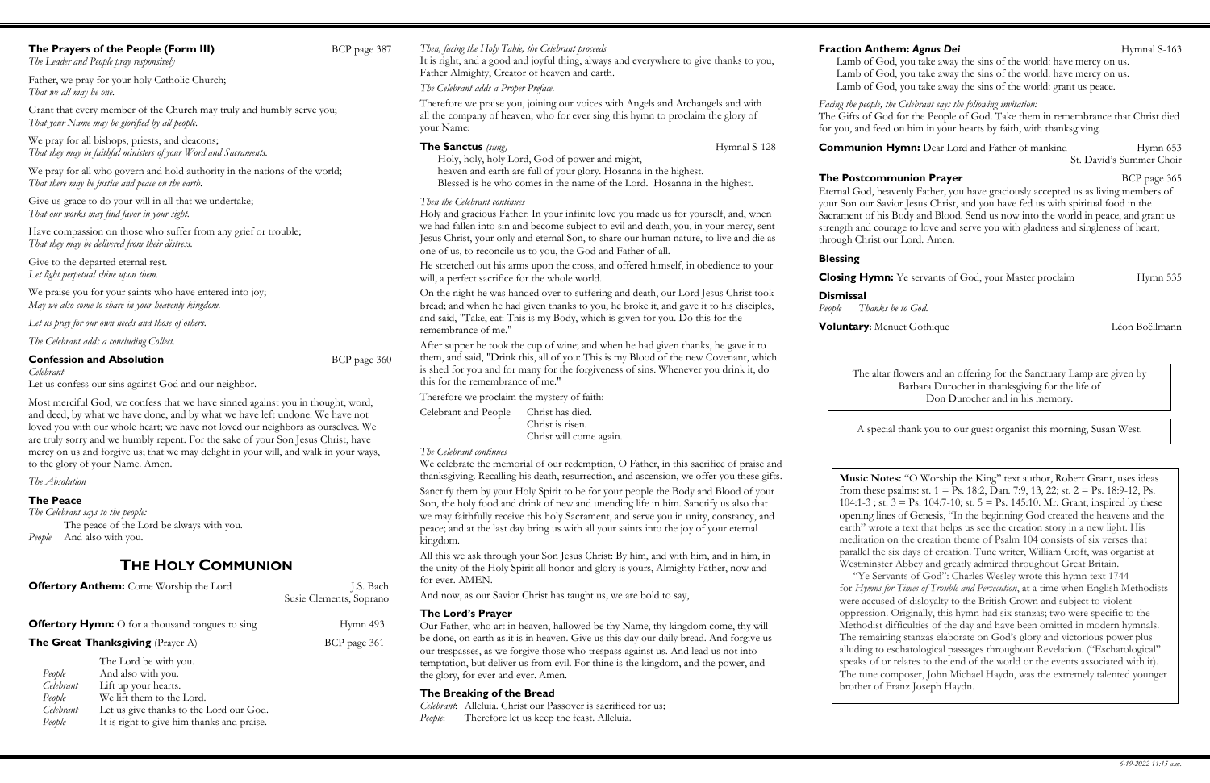### The Prayers of the People (Form III)

BCP page 387

*The Leader and People pray responsively*

Father, we pray for your holy Catholic Church;
*That we all may be one.*

Grant that every member of the Church may truly and humbly serve you;
*That your Name may be glorified by all people.*

We pray for all bishops, priests, and deacons;
*That they may be faithful ministers of your Word and Sacraments.*

We pray for all who govern and hold authority in the nations of the world;
*That there may be justice and peace on the earth.*

Give us grace to do your will in all that we undertake;
*That our works may find favor in your sight.*

Have compassion on those who suffer from any grief or trouble;
*That they may be delivered from their distress.*

Give to the departed eternal rest.
*Let light perpetual shine upon them.*

We praise you for your saints who have entered into joy;
*May we also come to share in your heavenly kingdom.*

*Let us pray for our own needs and those of others.*

*The Celebrant adds a concluding Collect.*

### Confession and Absolution

BCP page 360

*Celebrant*
Let us confess our sins against God and our neighbor.

Most merciful God, we confess that we have sinned against you in thought, word, and deed, by what we have done, and by what we have left undone. We have not loved you with our whole heart; we have not loved our neighbors as ourselves. We are truly sorry and we humbly repent. For the sake of your Son Jesus Christ, have mercy on us and forgive us; that we may delight in your will, and walk in your ways, to the glory of your Name. Amen.

*The Absolution*

### The Peace

*The Celebrant says to the people:*
The peace of the Lord be always with you.
*People* And also with you.

## THE HOLY COMMUNION

**Offertory Anthem:** Come Worship the Lord — J.S. Bach
Susie Clements, Soprano

**Offertory Hymn:** O for a thousand tongues to sing — Hymn 493

**The Great Thanksgiving** (Prayer A) — BCP page 361

The Lord be with you.
*People* And also with you.
*Celebrant* Lift up your hearts.
*People* We lift them to the Lord.
*Celebrant* Let us give thanks to the Lord our God.
*People* It is right to give him thanks and praise.

*Then, facing the Holy Table, the Celebrant proceeds*
It is right, and a good and joyful thing, always and everywhere to give thanks to you, Father Almighty, Creator of heaven and earth.

*The Celebrant adds a Proper Preface.*

Therefore we praise you, joining our voices with Angels and Archangels and with all the company of heaven, who for ever sing this hymn to proclaim the glory of your Name:

**The Sanctus** *(sung)* — Hymnal S-128

Holy, holy, holy Lord, God of power and might,
heaven and earth are full of your glory. Hosanna in the highest.
Blessed is he who comes in the name of the Lord. Hosanna in the highest.

*Then the Celebrant continues*
Holy and gracious Father: In your infinite love you made us for yourself, and, when we had fallen into sin and become subject to evil and death, you, in your mercy, sent Jesus Christ, your only and eternal Son, to share our human nature, to live and die as one of us, to reconcile us to you, the God and Father of all.

He stretched out his arms upon the cross, and offered himself, in obedience to your will, a perfect sacrifice for the whole world.

On the night he was handed over to suffering and death, our Lord Jesus Christ took bread; and when he had given thanks to you, he broke it, and gave it to his disciples, and said, "Take, eat: This is my Body, which is given for you. Do this for the remembrance of me."

After supper he took the cup of wine; and when he had given thanks, he gave it to them, and said, "Drink this, all of you: This is my Blood of the new Covenant, which is shed for you and for many for the forgiveness of sins. Whenever you drink it, do this for the remembrance of me."

Therefore we proclaim the mystery of faith:

Celebrant and People
Christ has died.
Christ is risen.
Christ will come again.

*The Celebrant continues*
We celebrate the memorial of our redemption, O Father, in this sacrifice of praise and thanksgiving. Recalling his death, resurrection, and ascension, we offer you these gifts.

Sanctify them by your Holy Spirit to be for your people the Body and Blood of your Son, the holy food and drink of new and unending life in him. Sanctify us also that we may faithfully receive this holy Sacrament, and serve you in unity, constancy, and peace; and at the last day bring us with all your saints into the joy of your eternal kingdom.

All this we ask through your Son Jesus Christ: By him, and with him, and in him, in the unity of the Holy Spirit all honor and glory is yours, Almighty Father, now and for ever. AMEN.

And now, as our Savior Christ has taught us, we are bold to say,

### The Lord's Prayer

Our Father, who art in heaven, hallowed be thy Name, thy kingdom come, thy will be done, on earth as it is in heaven. Give us this day our daily bread. And forgive us our trespasses, as we forgive those who trespass against us. And lead us not into temptation, but deliver us from evil. For thine is the kingdom, and the power, and the glory, for ever and ever. Amen.

### The Breaking of the Bread

*Celebrant*: Alleluia. Christ our Passover is sacrificed for us;
*People*: Therefore let us keep the feast. Alleluia.

**Fraction Anthem: *Agnus Dei*** — Hymnal S-163

Lamb of God, you take away the sins of the world: have mercy on us.
Lamb of God, you take away the sins of the world: have mercy on us.
Lamb of God, you take away the sins of the world: grant us peace.

*Facing the people, the Celebrant says the following invitation:*
The Gifts of God for the People of God. Take them in remembrance that Christ died for you, and feed on him in your hearts by faith, with thanksgiving.

**Communion Hymn:** Dear Lord and Father of mankind — Hymn 653
St. David's Summer Choir

### The Postcommunion Prayer

BCP page 365

Eternal God, heavenly Father, you have graciously accepted us as living members of your Son our Savior Jesus Christ, and you have fed us with spiritual food in the Sacrament of his Body and Blood. Send us now into the world in peace, and grant us strength and courage to love and serve you with gladness and singleness of heart; through Christ our Lord. Amen.

### Blessing

**Closing Hymn:** Ye servants of God, your Master proclaim — Hymn 535

### Dismissal

*People* *Thanks be to God.*

**Voluntary**: Menuet Gothique — Léon Boëllmann

The altar flowers and an offering for the Sanctuary Lamp are given by Barbara Durocher in thanksgiving for the life of Don Durocher and in his memory.

A special thank you to our guest organist this morning, Susan West.

**Music Notes:** "O Worship the King" text author, Robert Grant, uses ideas from these psalms: st. 1 = Ps. 18:2, Dan. 7:9, 13, 22; st. 2 = Ps. 18:9-12, Ps. 104:1-3 ; st. 3 = Ps. 104:7-10; st. 5 = Ps. 145:10. Mr. Grant, inspired by these opening lines of Genesis, "In the beginning God created the heavens and the earth" wrote a text that helps us see the creation story in a new light. His meditation on the creation theme of Psalm 104 consists of six verses that parallel the six days of creation. Tune writer, William Croft, was organist at Westminster Abbey and greatly admired throughout Great Britain.

"Ye Servants of God": Charles Wesley wrote this hymn text 1744 for *Hymns for Times of Trouble and Persecution*, at a time when English Methodists were accused of disloyalty to the British Crown and subject to violent oppression. Originally, this hymn had six stanzas; two were specific to the Methodist difficulties of the day and have been omitted in modern hymnals. The remaining stanzas elaborate on God's glory and victorious power plus alluding to eschatological passages throughout Revelation. ("Eschatological" speaks of or relates to the end of the world or the events associated with it). The tune composer, John Michael Haydn, was the extremely talented younger brother of Franz Joseph Haydn.